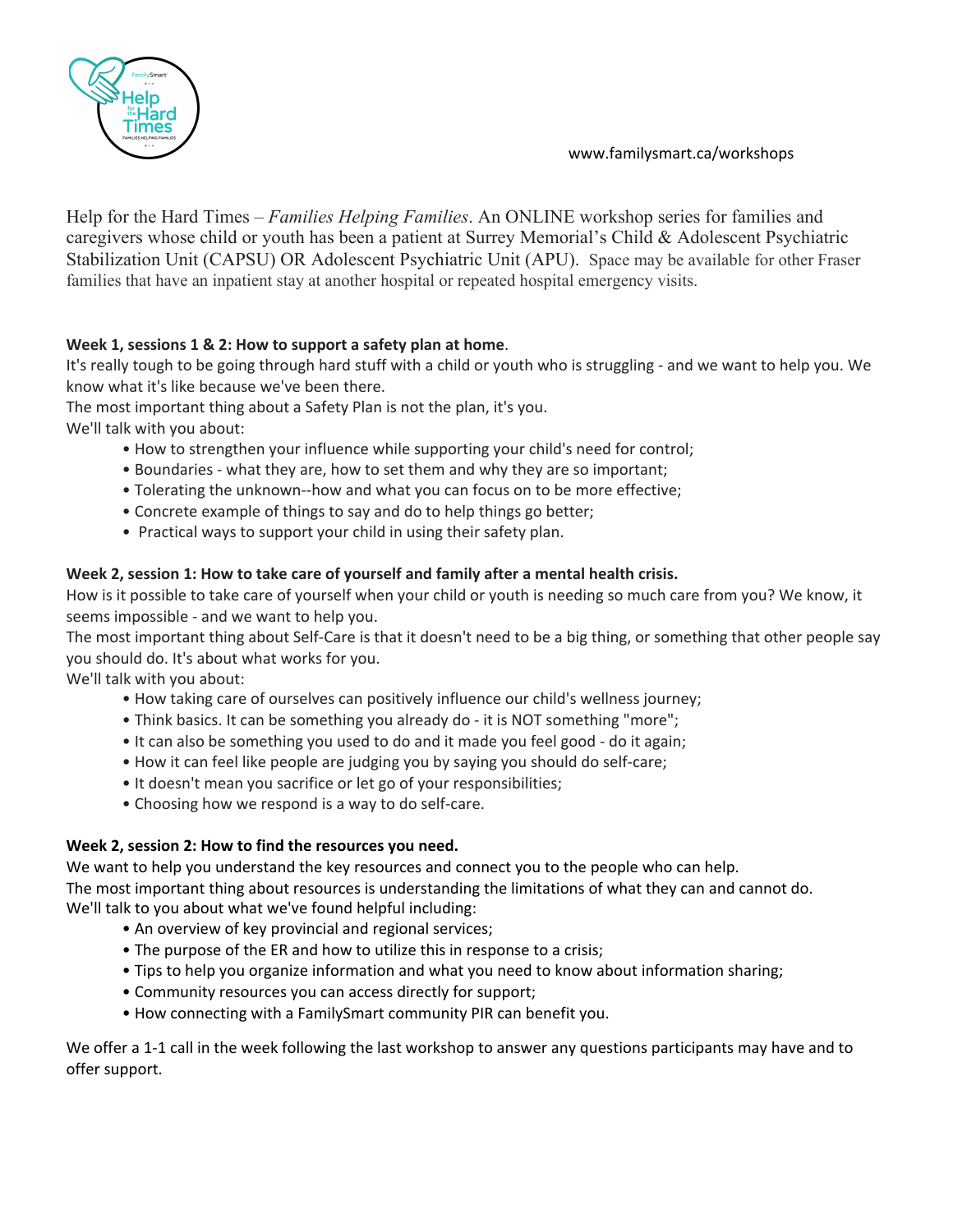www.familysmart.ca/workshops

Help for the Hard Times – *Families Helping Families*. An ONLINE workshop series for families and caregivers whose child or youth has been a patient at Surrey Memorial's Child & Adolescent Psychiatric Stabilization Unit (CAPSU) OR Adolescent Psychiatric Unit (APU). Space may be available for other Fraser families that have an inpatient stay at another hospital or repeated hospital emergency visits.

**Week 1, sessions 1 & 2: How to support a safety plan at home**.

It's really tough to be going through hard stuff with a child or youth who is struggling - and we want to help you. We know what it's like because we've been there.

The most important thing about a Safety Plan is not the plan, it's you.

We'll talk with you about:

- How to strengthen your influence while supporting your child's need for control;
- Boundaries - what they are, how to set them and why they are so important;
- Tolerating the unknown--how and what you can focus on to be more effective;
- Concrete example of things to say and do to help things go better;
- Practical ways to support your child in using their safety plan.

**Week 2, session 1: How to take care of yourself and family after a mental health crisis.**

How is it possible to take care of yourself when your child or youth is needing so much care from you? We know, it seems impossible - and we want to help you.

The most important thing about Self-Care is that it doesn't need to be a big thing, or something that other people say you should do. It's about what works for you.

We'll talk with you about:

- How taking care of ourselves can positively influence our child's wellness journey;
- Think basics. It can be something you already do - it is NOT something "more";
- It can also be something you used to do and it made you feel good - do it again;
- How it can feel like people are judging you by saying you should do self-care;
- It doesn't mean you sacrifice or let go of your responsibilities;
- Choosing how we respond is a way to do self-care.

**Week 2, session 2: How to find the resources you need.**

We want to help you understand the key resources and connect you to the people who can help.

The most important thing about resources is understanding the limitations of what they can and cannot do.

We'll talk to you about what we've found helpful including:

- An overview of key provincial and regional services;
- The purpose of the ER and how to utilize this in response to a crisis;
- Tips to help you organize information and what you need to know about information sharing;
- Community resources you can access directly for support;
- How connecting with a FamilySmart community PIR can benefit you.

We offer a 1-1 call in the week following the last workshop to answer any questions participants may have and to offer support.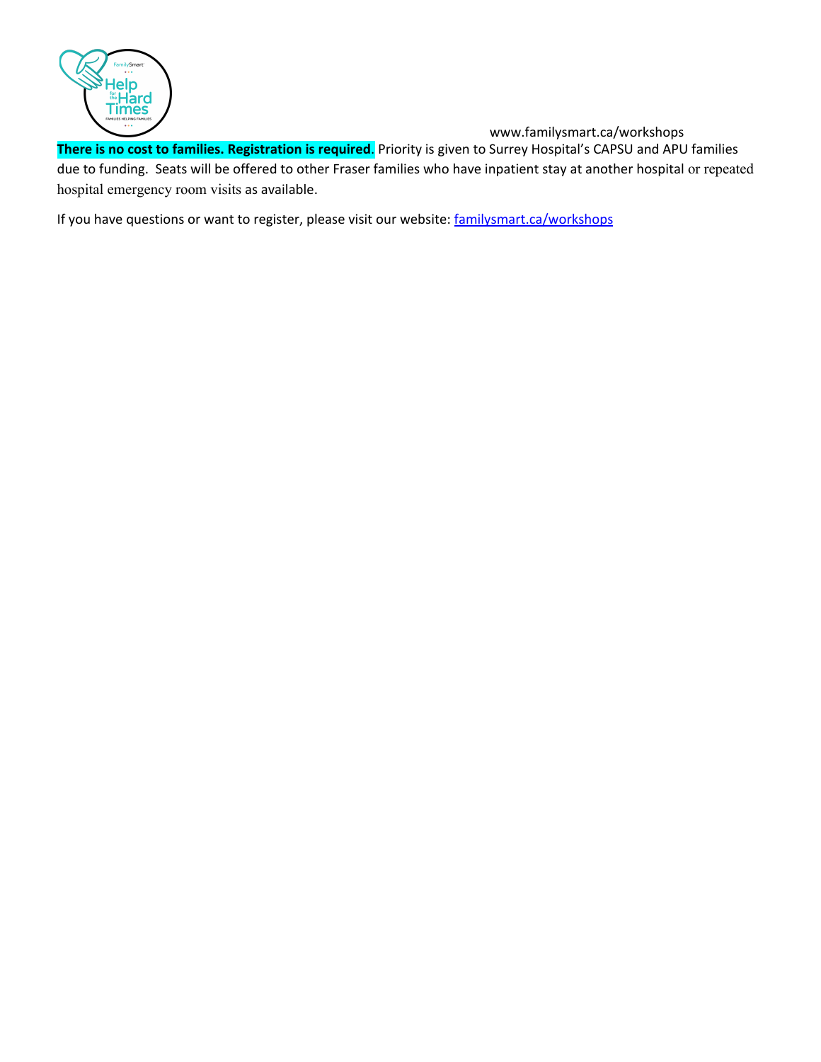www.familysmart.ca/workshops

**There is no cost to families. Registration is required**. Priority is given to Surrey Hospital's CAPSU and APU families due to funding. Seats will be offered to other Fraser families who have inpatient stay at another hospital or repeated hospital emergency room visits as available.

If you have questions or want to register, please visit our website: familysmart.ca/workshops